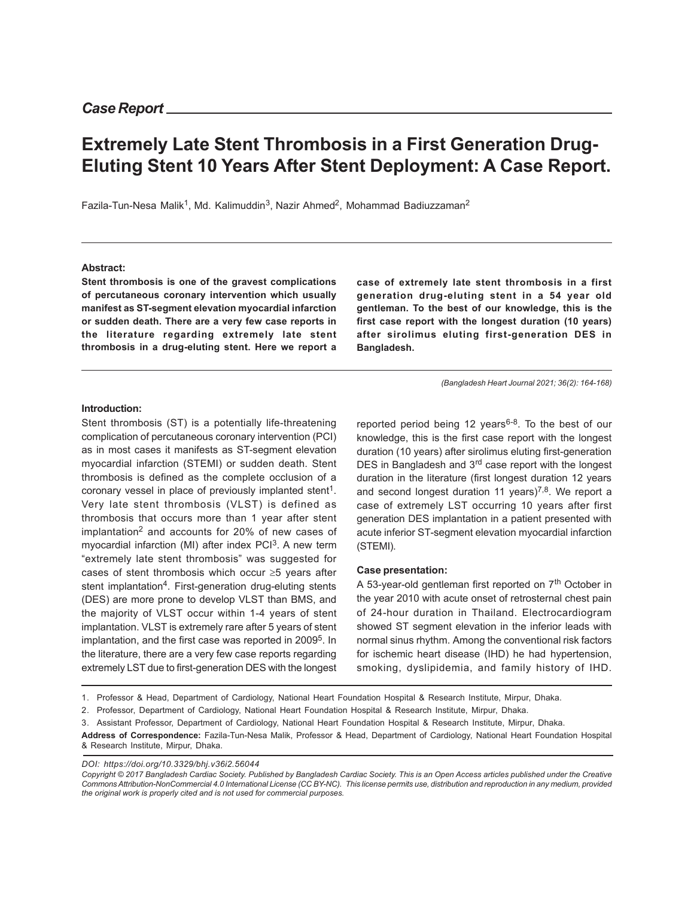*Case Report*

# Extremely Late Stent Thrombosis in a First Generation Drug-Eluting Stent 10 Years After Stent Deployment: A Case Report.

Fazila-Tun-Nesa Malik[1], Md. Kalimuddin[3], Nazir Ahmed[2], Mohammad Badiuzzaman[2]

**Abstract:**

**Stent thrombosis is one of the gravest complications of percutaneous coronary intervention which usually manifest as ST-segment elevation myocardial infarction or sudden death. There are a very few case reports in the literature regarding extremely late stent thrombosis in a drug-eluting stent. Here we report a case of extremely late stent thrombosis in a first generation drug-eluting stent in a 54 year old gentleman. To the best of our knowledge, this is the first case report with the longest duration (10 years) after sirolimus eluting first-generation DES in Bangladesh.**

*(Bangladesh Heart Journal 2021; 36(2): 164-168)*

## Introduction:

Stent thrombosis (ST) is a potentially life-threatening complication of percutaneous coronary intervention (PCI) as in most cases it manifests as ST-segment elevation myocardial infarction (STEMI) or sudden death. Stent thrombosis is defined as the complete occlusion of a coronary vessel in place of previously implanted stent[1]. Very late stent thrombosis (VLST) is defined as thrombosis that occurs more than 1 year after stent implantation[2] and accounts for 20% of new cases of myocardial infarction (MI) after index PCI[3]. A new term "extremely late stent thrombosis" was suggested for cases of stent thrombosis which occur ≥5 years after stent implantation[4]. First-generation drug-eluting stents (DES) are more prone to develop VLST than BMS, and the majority of VLST occur within 1-4 years of stent implantation. VLST is extremely rare after 5 years of stent implantation, and the first case was reported in 2009[5]. In the literature, there are a very few case reports regarding extremely LST due to first-generation DES with the longest reported period being 12 years[6-8]. To the best of our knowledge, this is the first case report with the longest duration (10 years) after sirolimus eluting first-generation DES in Bangladesh and 3rd case report with the longest duration in the literature (first longest duration 12 years and second longest duration 11 years)[7,8]. We report a case of extremely LST occurring 10 years after first generation DES implantation in a patient presented with acute inferior ST-segment elevation myocardial infarction (STEMI).

## Case presentation:

A 53-year-old gentleman first reported on 7th October in the year 2010 with acute onset of retrosternal chest pain of 24-hour duration in Thailand. Electrocardiogram showed ST segment elevation in the inferior leads with normal sinus rhythm. Among the conventional risk factors for ischemic heart disease (IHD) he had hypertension, smoking, dyslipidemia, and family history of IHD.

1. Professor & Head, Department of Cardiology, National Heart Foundation Hospital & Research Institute, Mirpur, Dhaka.
2. Professor, Department of Cardiology, National Heart Foundation Hospital & Research Institute, Mirpur, Dhaka.
3. Assistant Professor, Department of Cardiology, National Heart Foundation Hospital & Research Institute, Mirpur, Dhaka.

**Address of Correspondence:** Fazila-Tun-Nesa Malik, Professor & Head, Department of Cardiology, National Heart Foundation Hospital & Research Institute, Mirpur, Dhaka.

*DOI: https://doi.org/10.3329/bhj.v36i2.56044*

*Copyright © 2017 Bangladesh Cardiac Society. Published by Bangladesh Cardiac Society. This is an Open Access articles published under the Creative Commons Attribution-NonCommercial 4.0 International License (CC BY-NC). This license permits use, distribution and reproduction in any medium, provided the original work is properly cited and is not used for commercial purposes.*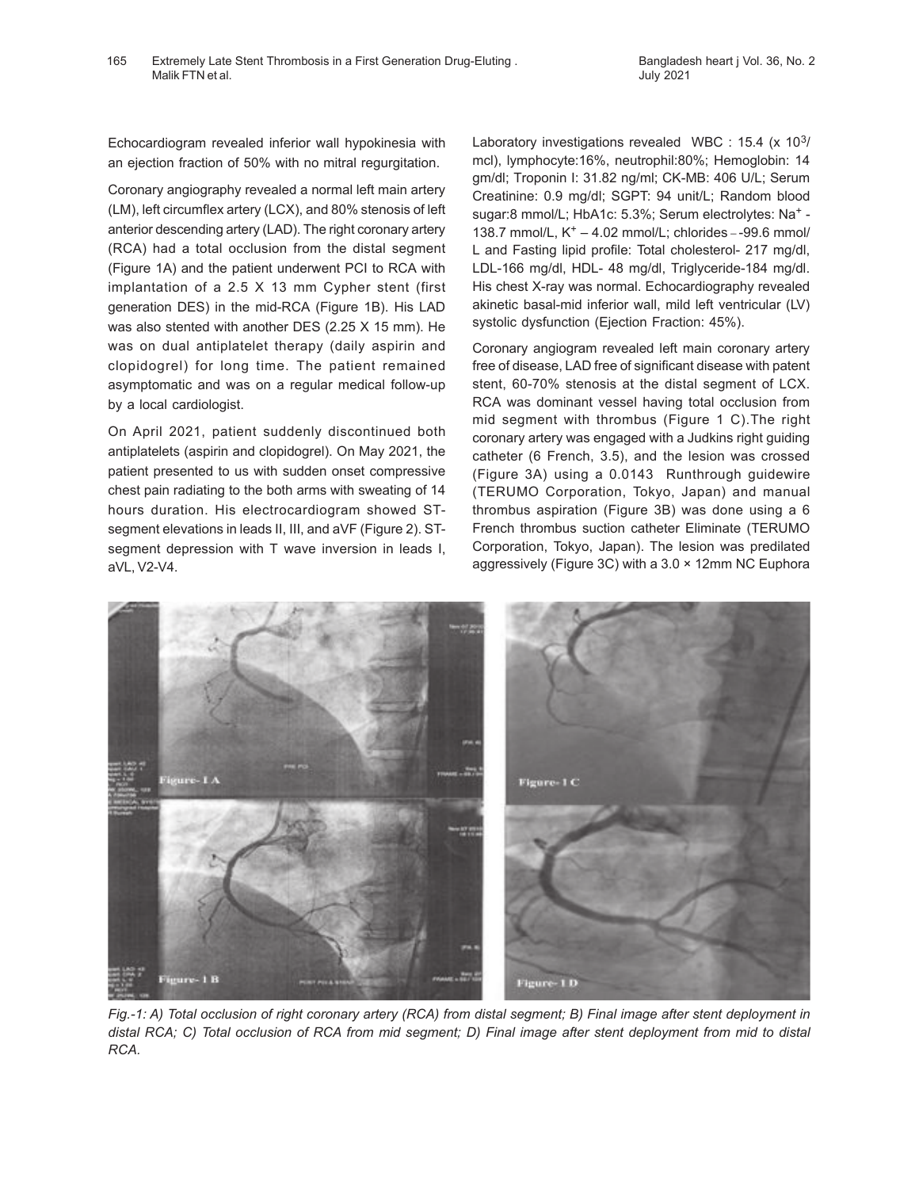Echocardiogram revealed inferior wall hypokinesia with an ejection fraction of 50% with no mitral regurgitation.

Coronary angiography revealed a normal left main artery (LM), left circumflex artery (LCX), and 80% stenosis of left anterior descending artery (LAD). The right coronary artery (RCA) had a total occlusion from the distal segment (Figure 1A) and the patient underwent PCI to RCA with implantation of a 2.5 X 13 mm Cypher stent (first generation DES) in the mid-RCA (Figure 1B). His LAD was also stented with another DES (2.25 X 15 mm). He was on dual antiplatelet therapy (daily aspirin and clopidogrel) for long time. The patient remained asymptomatic and was on a regular medical follow-up by a local cardiologist.

On April 2021, patient suddenly discontinued both antiplatelets (aspirin and clopidogrel). On May 2021, the patient presented to us with sudden onset compressive chest pain radiating to the both arms with sweating of 14 hours duration. His electrocardiogram showed ST-segment elevations in leads II, III, and aVF (Figure 2). ST-segment depression with T wave inversion in leads I, aVL, V2-V4.

Laboratory investigations revealed WBC : 15.4 (x $10^3$/mcl), lymphocyte:16%, neutrophil:80%; Hemoglobin: 14 gm/dl; Troponin I: 31.82 ng/ml; CK-MB: 406 U/L; Serum Creatinine: 0.9 mg/dl; SGPT: 94 unit/L; Random blood sugar:8 mmol/L; HbA1c: 5.3%; Serum electrolytes: $Na^+$ - 138.7 mmol/L, $K^+$ – 4.02 mmol/L; chlorides – -99.6 mmol/L and Fasting lipid profile: Total cholesterol- 217 mg/dl, LDL-166 mg/dl, HDL- 48 mg/dl, Triglyceride-184 mg/dl. His chest X-ray was normal. Echocardiography revealed akinetic basal-mid inferior wall, mild left ventricular (LV) systolic dysfunction (Ejection Fraction: 45%).

Coronary angiogram revealed left main coronary artery free of disease, LAD free of significant disease with patent stent, 60-70% stenosis at the distal segment of LCX. RCA was dominant vessel having total occlusion from mid segment with thrombus (Figure 1 C).The right coronary artery was engaged with a Judkins right guiding catheter (6 French, 3.5), and the lesion was crossed (Figure 3A) using a 0.0143 Runthrough guidewire (TERUMO Corporation, Tokyo, Japan) and manual thrombus aspiration (Figure 3B) was done using a 6 French thrombus suction catheter Eliminate (TERUMO Corporation, Tokyo, Japan). The lesion was predilated aggressively (Figure 3C) with a 3.0 × 12mm NC Euphora

*Fig.-1: A) Total occlusion of right coronary artery (RCA) from distal segment; B) Final image after stent deployment in distal RCA; C) Total occlusion of RCA from mid segment; D) Final image after stent deployment from mid to distal RCA.*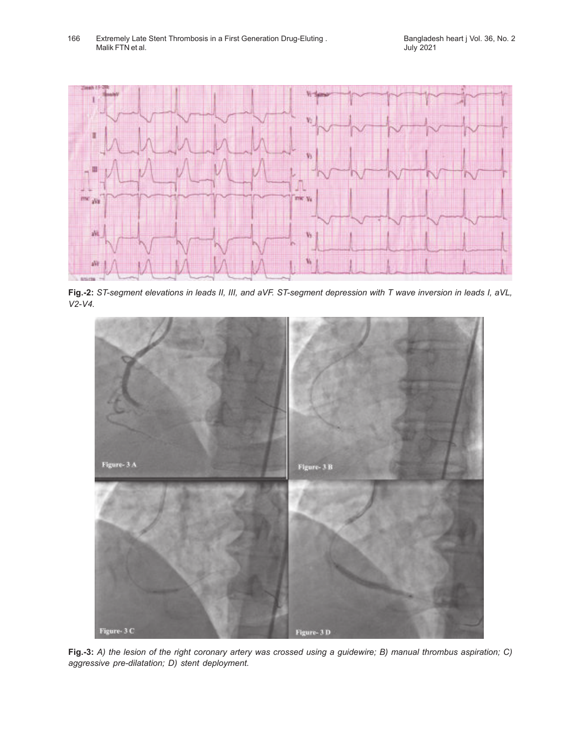**Fig.-2:** *ST-segment elevations in leads II, III, and aVF. ST-segment depression with T wave inversion in leads I, aVL, V2-V4.*

**Fig.-3:** *A) the lesion of the right coronary artery was crossed using a guidewire; B) manual thrombus aspiration; C) aggressive pre-dilatation; D) stent deployment.*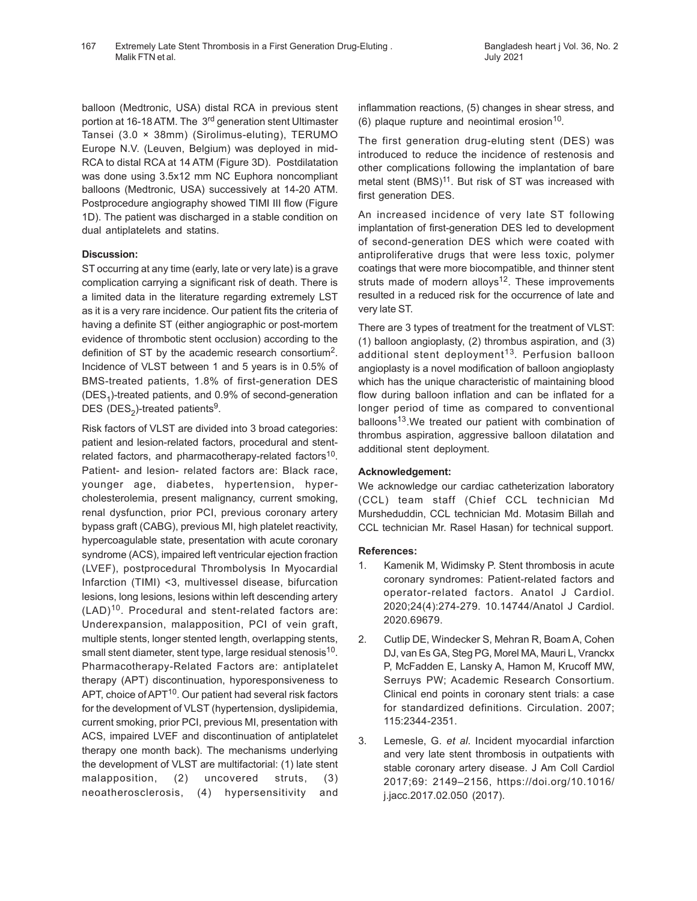balloon (Medtronic, USA) distal RCA in previous stent portion at 16-18 ATM. The 3rd generation stent Ultimaster Tansei (3.0 × 38mm) (Sirolimus-eluting), TERUMO Europe N.V. (Leuven, Belgium) was deployed in mid-RCA to distal RCA at 14 ATM (Figure 3D). Postdilatation was done using 3.5x12 mm NC Euphora noncompliant balloons (Medtronic, USA) successively at 14-20 ATM. Postprocedure angiography showed TIMI III flow (Figure 1D). The patient was discharged in a stable condition on dual antiplatelets and statins.

**Discussion:**

ST occurring at any time (early, late or very late) is a grave complication carrying a significant risk of death. There is a limited data in the literature regarding extremely LST as it is a very rare incidence. Our patient fits the criteria of having a definite ST (either angiographic or post-mortem evidence of thrombotic stent occlusion) according to the definition of ST by the academic research consortium[2]. Incidence of VLST between 1 and 5 years is in 0.5% of BMS-treated patients, 1.8% of first-generation DES ($DES_1$)-treated patients, and 0.9% of second-generation DES ($DES_2$)-treated patients[9].

Risk factors of VLST are divided into 3 broad categories: patient and lesion-related factors, procedural and stent-related factors, and pharmacotherapy-related factors[10]. Patient- and lesion- related factors are: Black race, younger age, diabetes, hypertension, hyper-cholesterolemia, present malignancy, current smoking, renal dysfunction, prior PCI, previous coronary artery bypass graft (CABG), previous MI, high platelet reactivity, hypercoagulable state, presentation with acute coronary syndrome (ACS), impaired left ventricular ejection fraction (LVEF), postprocedural Thrombolysis In Myocardial Infarction (TIMI) <3, multivessel disease, bifurcation lesions, long lesions, lesions within left descending artery (LAD)[10]. Procedural and stent-related factors are: Underexpansion, malapposition, PCI of vein graft, multiple stents, longer stented length, overlapping stents, small stent diameter, stent type, large residual stenosis[10]. Pharmacotherapy-Related Factors are: antiplatelet therapy (APT) discontinuation, hyporesponsiveness to APT, choice of APT[10]. Our patient had several risk factors for the development of VLST (hypertension, dyslipidemia, current smoking, prior PCI, previous MI, presentation with ACS, impaired LVEF and discontinuation of antiplatelet therapy one month back). The mechanisms underlying the development of VLST are multifactorial: (1) late stent malapposition, (2) uncovered struts, (3) neoatherosclerosis, (4) hypersensitivity and inflammation reactions, (5) changes in shear stress, and (6) plaque rupture and neointimal erosion[10].

The first generation drug-eluting stent (DES) was introduced to reduce the incidence of restenosis and other complications following the implantation of bare metal stent (BMS)[11]. But risk of ST was increased with first generation DES.

An increased incidence of very late ST following implantation of first-generation DES led to development of second-generation DES which were coated with antiproliferative drugs that were less toxic, polymer coatings that were more biocompatible, and thinner stent struts made of modern alloys[12]. These improvements resulted in a reduced risk for the occurrence of late and very late ST.

There are 3 types of treatment for the treatment of VLST: (1) balloon angioplasty, (2) thrombus aspiration, and (3) additional stent deployment[13]. Perfusion balloon angioplasty is a novel modification of balloon angioplasty which has the unique characteristic of maintaining blood flow during balloon inflation and can be inflated for a longer period of time as compared to conventional balloons[13].We treated our patient with combination of thrombus aspiration, aggressive balloon dilatation and additional stent deployment.

**Acknowledgement:**

We acknowledge our cardiac catheterization laboratory (CCL) team staff (Chief CCL technician Md Mursheduddin, CCL technician Md. Motasim Billah and CCL technician Mr. Rasel Hasan) for technical support.

**References:**

1. Kamenik M, Widimsky P. Stent thrombosis in acute coronary syndromes: Patient-related factors and operator-related factors. Anatol J Cardiol. 2020;24(4):274-279. 10.14744/Anatol J Cardiol. 2020.69679.
2. Cutlip DE, Windecker S, Mehran R, Boam A, Cohen DJ, van Es GA, Steg PG, Morel MA, Mauri L, Vranckx P, McFadden E, Lansky A, Hamon M, Krucoff MW, Serruys PW; Academic Research Consortium. Clinical end points in coronary stent trials: a case for standardized definitions. Circulation. 2007; 115:2344-2351.
3. Lemesle, G. *et al*. Incident myocardial infarction and very late stent thrombosis in outpatients with stable coronary artery disease. J Am Coll Cardiol 2017;69: 2149–2156, https://doi.org/10.1016/j.jacc.2017.02.050 (2017).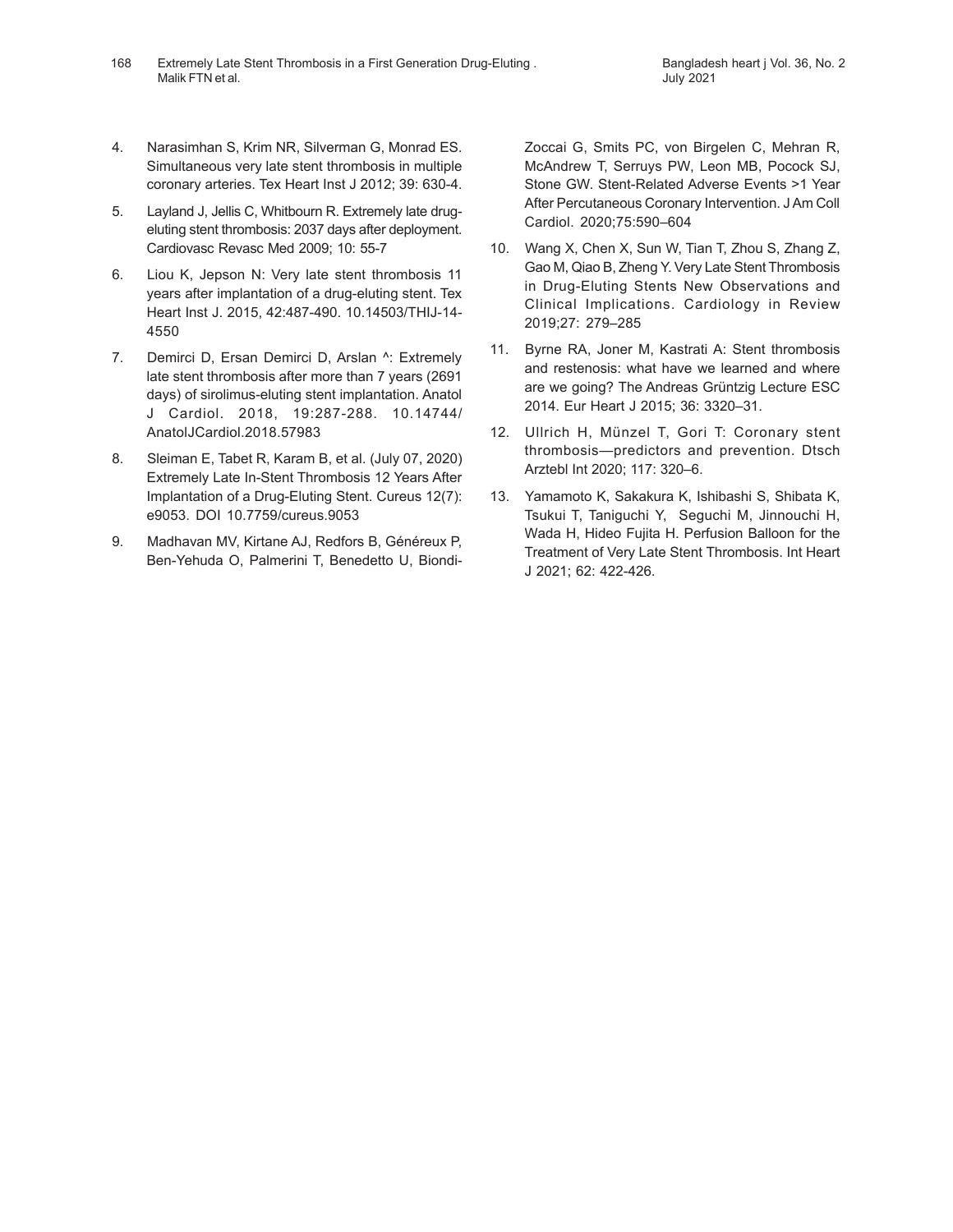4. Narasimhan S, Krim NR, Silverman G, Monrad ES. Simultaneous very late stent thrombosis in multiple coronary arteries. Tex Heart Inst J 2012; 39: 630-4.

5. Layland J, Jellis C, Whitbourn R. Extremely late drug-eluting stent thrombosis: 2037 days after deployment. Cardiovasc Revasc Med 2009; 10: 55-7

6. Liou K, Jepson N: Very late stent thrombosis 11 years after implantation of a drug-eluting stent. Tex Heart Inst J. 2015, 42:487-490. 10.14503/THIJ-14-4550

7. Demirci D, Ersan Demirci D, Arslan ^: Extremely late stent thrombosis after more than 7 years (2691 days) of sirolimus-eluting stent implantation. Anatol J Cardiol. 2018, 19:287-288. 10.14744/AnatolJCardiol.2018.57983

8. Sleiman E, Tabet R, Karam B, et al. (July 07, 2020) Extremely Late In-Stent Thrombosis 12 Years After Implantation of a Drug-Eluting Stent. Cureus 12(7): e9053. DOI 10.7759/cureus.9053

9. Madhavan MV, Kirtane AJ, Redfors B, Généreux P, Ben-Yehuda O, Palmerini T, Benedetto U, Biondi-Zoccai G, Smits PC, von Birgelen C, Mehran R, McAndrew T, Serruys PW, Leon MB, Pocock SJ, Stone GW. Stent-Related Adverse Events >1 Year After Percutaneous Coronary Intervention. J Am Coll Cardiol. 2020;75:590–604

10. Wang X, Chen X, Sun W, Tian T, Zhou S, Zhang Z, Gao M, Qiao B, Zheng Y. Very Late Stent Thrombosis in Drug-Eluting Stents New Observations and Clinical Implications. Cardiology in Review 2019;27: 279–285

11. Byrne RA, Joner M, Kastrati A: Stent thrombosis and restenosis: what have we learned and where are we going? The Andreas Grüntzig Lecture ESC 2014. Eur Heart J 2015; 36: 3320–31.

12. Ullrich H, Münzel T, Gori T: Coronary stent thrombosis—predictors and prevention. Dtsch Arztebl Int 2020; 117: 320–6.

13. Yamamoto K, Sakakura K, Ishibashi S, Shibata K, Tsukui T, Taniguchi Y, Seguchi M, Jinnouchi H, Wada H, Hideo Fujita H. Perfusion Balloon for the Treatment of Very Late Stent Thrombosis. Int Heart J 2021; 62: 422-426.